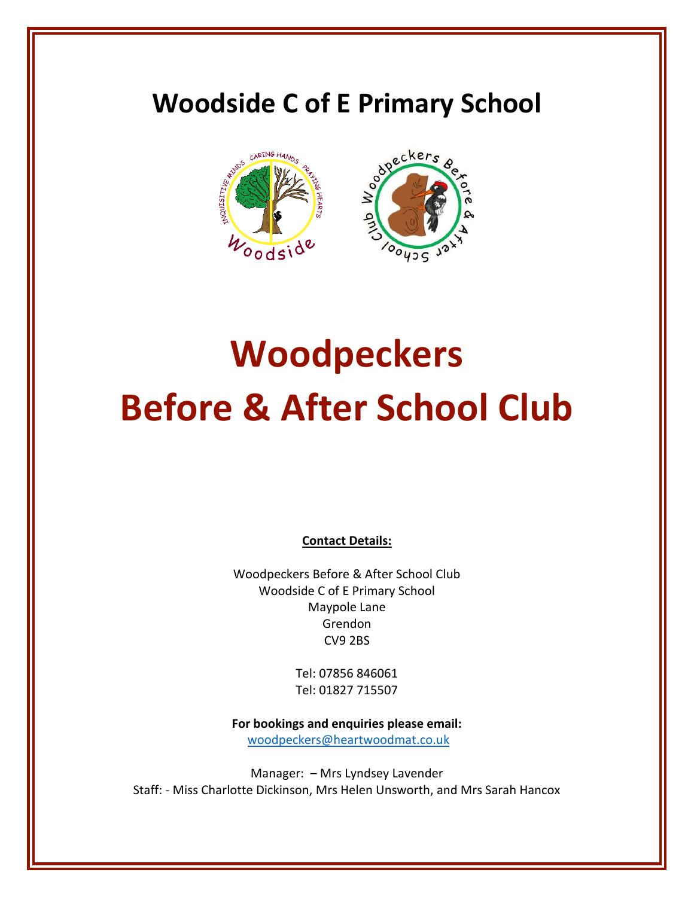# Woodside C of E Primary School

# Woodpeckers
# Before & After School Club

**Contact Details:**

Woodpeckers Before & After School Club
Woodside C of E Primary School
Maypole Lane
Grendon
CV9 2BS

Tel: 07856 846061
Tel: 01827 715507

**For bookings and enquiries please email:**
woodpeckers@heartwoodmat.co.uk

Manager: – Mrs Lyndsey Lavender
Staff: - Miss Charlotte Dickinson, Mrs Helen Unsworth, and Mrs Sarah Hancox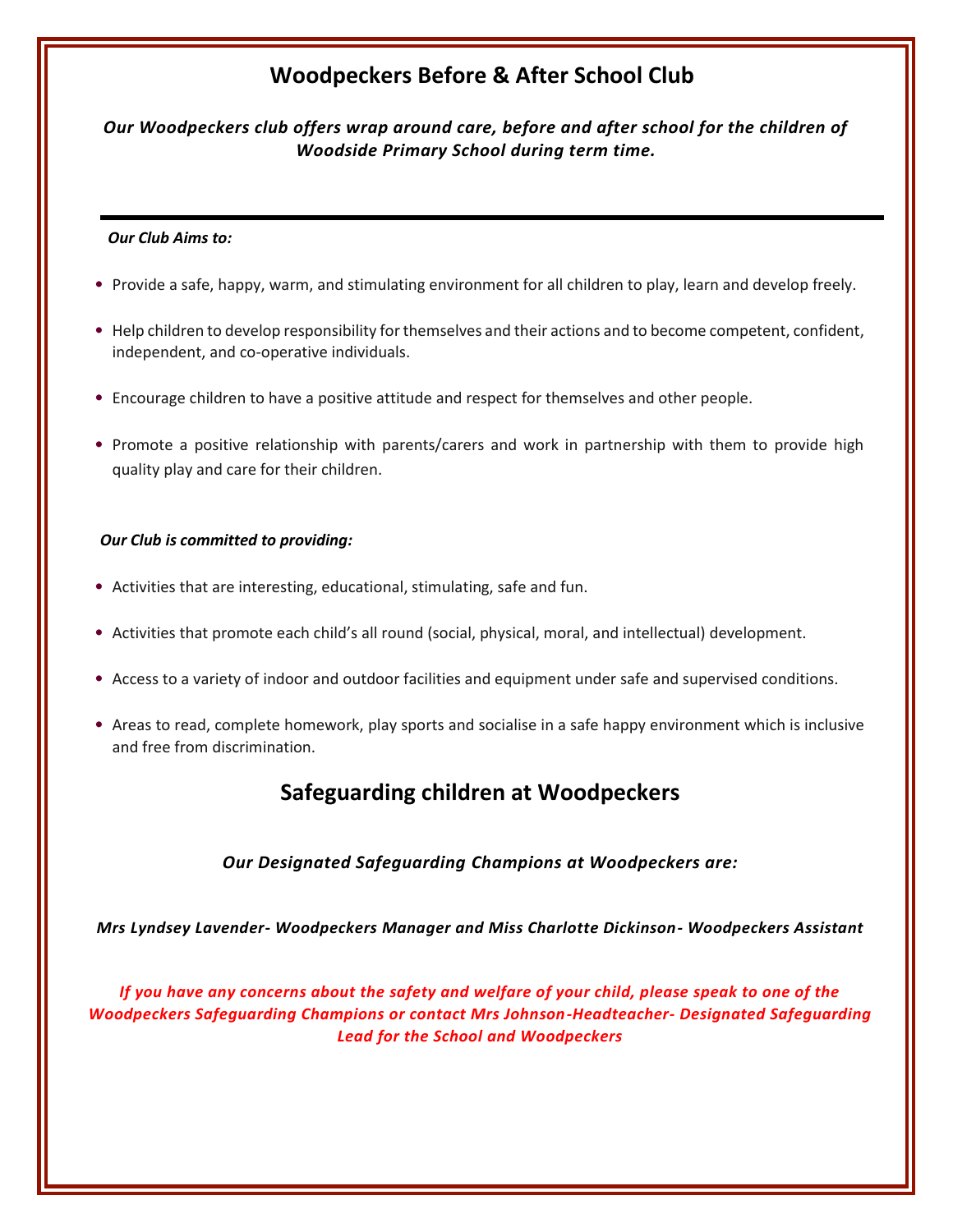## Woodpeckers Before & After School Club

***Our Woodpeckers club offers wrap around care, before and after school for the children of Woodside Primary School during term time.***

---

***Our Club Aims to:***

- Provide a safe, happy, warm, and stimulating environment for all children to play, learn and develop freely.
- Help children to develop responsibility for themselves and their actions and to become competent, confident, independent, and co-operative individuals.
- Encourage children to have a positive attitude and respect for themselves and other people.
- Promote a positive relationship with parents/carers and work in partnership with them to provide high quality play and care for their children.

***Our Club is committed to providing:***

- Activities that are interesting, educational, stimulating, safe and fun.
- Activities that promote each child's all round (social, physical, moral, and intellectual) development.
- Access to a variety of indoor and outdoor facilities and equipment under safe and supervised conditions.
- Areas to read, complete homework, play sports and socialise in a safe happy environment which is inclusive and free from discrimination.

## Safeguarding children at Woodpeckers

***Our Designated Safeguarding Champions at Woodpeckers are:***

***Mrs Lyndsey Lavender- Woodpeckers Manager and Miss Charlotte Dickinson- Woodpeckers Assistant***

***If you have any concerns about the safety and welfare of your child, please speak to one of the Woodpeckers Safeguarding Champions or contact Mrs Johnson-Headteacher- Designated Safeguarding Lead for the School and Woodpeckers***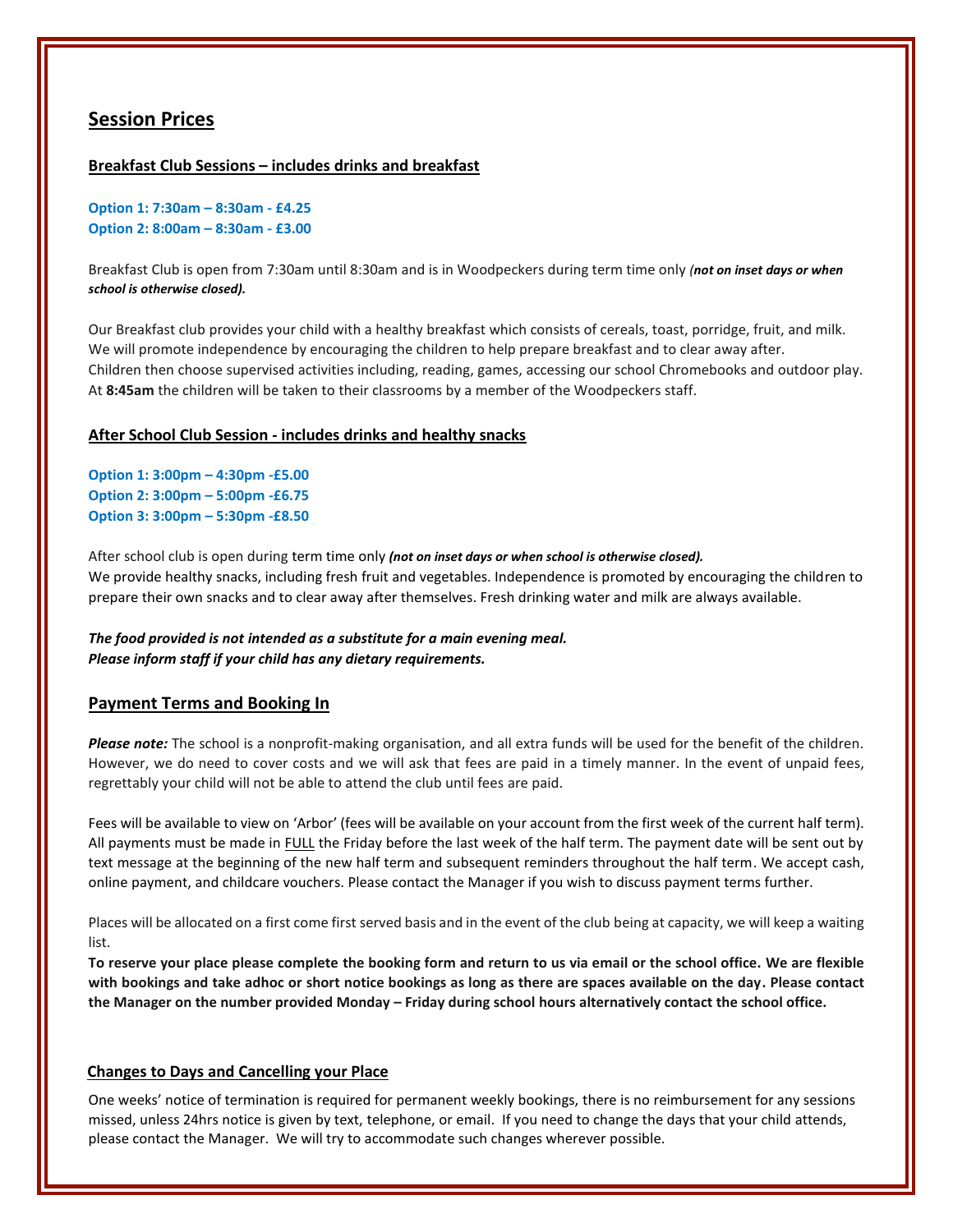## Session Prices

### Breakfast Club Sessions – includes drinks and breakfast

**Option 1: 7:30am – 8:30am - £4.25**
**Option 2: 8:00am – 8:30am - £3.00**

Breakfast Club is open from 7:30am until 8:30am and is in Woodpeckers during term time only ***(not on inset days or when school is otherwise closed).***

Our Breakfast club provides your child with a healthy breakfast which consists of cereals, toast, porridge, fruit, and milk. We will promote independence by encouraging the children to help prepare breakfast and to clear away after. Children then choose supervised activities including, reading, games, accessing our school Chromebooks and outdoor play. At **8:45am** the children will be taken to their classrooms by a member of the Woodpeckers staff.

### After School Club Session - includes drinks and healthy snacks

**Option 1: 3:00pm – 4:30pm -£5.00**
**Option 2: 3:00pm – 5:00pm -£6.75**
**Option 3: 3:00pm – 5:30pm -£8.50**

After school club is open during term time only ***(not on inset days or when school is otherwise closed).***
We provide healthy snacks, including fresh fruit and vegetables. Independence is promoted by encouraging the children to prepare their own snacks and to clear away after themselves. Fresh drinking water and milk are always available.

***The food provided is not intended as a substitute for a main evening meal.***
***Please inform staff if your child has any dietary requirements.***

## Payment Terms and Booking In

***Please note:*** The school is a nonprofit-making organisation, and all extra funds will be used for the benefit of the children. However, we do need to cover costs and we will ask that fees are paid in a timely manner. In the event of unpaid fees, regrettably your child will not be able to attend the club until fees are paid.

Fees will be available to view on 'Arbor' (fees will be available on your account from the first week of the current half term). All payments must be made in FULL the Friday before the last week of the half term. The payment date will be sent out by text message at the beginning of the new half term and subsequent reminders throughout the half term. We accept cash, online payment, and childcare vouchers. Please contact the Manager if you wish to discuss payment terms further.

Places will be allocated on a first come first served basis and in the event of the club being at capacity, we will keep a waiting list.

**To reserve your place please complete the booking form and return to us via email or the school office. We are flexible with bookings and take adhoc or short notice bookings as long as there are spaces available on the day. Please contact the Manager on the number provided Monday – Friday during school hours alternatively contact the school office.**

### Changes to Days and Cancelling your Place

One weeks' notice of termination is required for permanent weekly bookings, there is no reimbursement for any sessions missed, unless 24hrs notice is given by text, telephone, or email. If you need to change the days that your child attends, please contact the Manager. We will try to accommodate such changes wherever possible.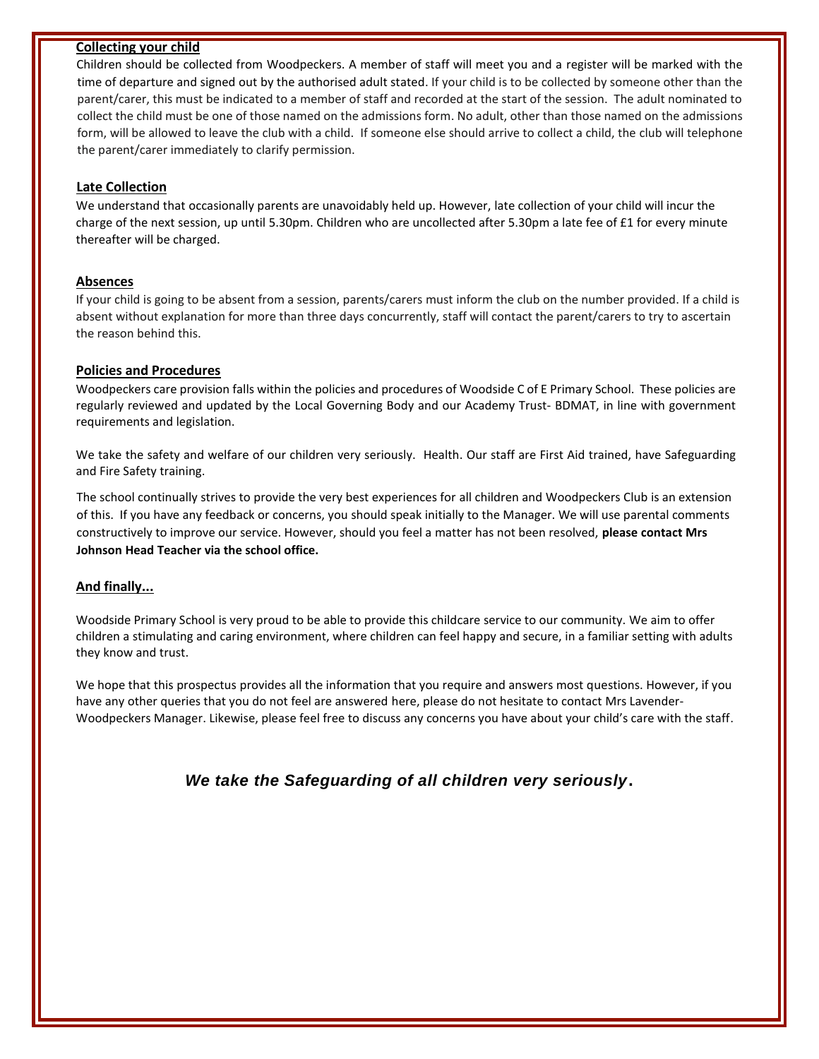## Collecting your child

Children should be collected from Woodpeckers. A member of staff will meet you and a register will be marked with the time of departure and signed out by the authorised adult stated. If your child is to be collected by someone other than the parent/carer, this must be indicated to a member of staff and recorded at the start of the session. The adult nominated to collect the child must be one of those named on the admissions form. No adult, other than those named on the admissions form, will be allowed to leave the club with a child. If someone else should arrive to collect a child, the club will telephone the parent/carer immediately to clarify permission.

## Late Collection

We understand that occasionally parents are unavoidably held up. However, late collection of your child will incur the charge of the next session, up until 5.30pm. Children who are uncollected after 5.30pm a late fee of £1 for every minute thereafter will be charged.

## Absences

If your child is going to be absent from a session, parents/carers must inform the club on the number provided. If a child is absent without explanation for more than three days concurrently, staff will contact the parent/carers to try to ascertain the reason behind this.

## Policies and Procedures

Woodpeckers care provision falls within the policies and procedures of Woodside C of E Primary School. These policies are regularly reviewed and updated by the Local Governing Body and our Academy Trust- BDMAT, in line with government requirements and legislation.

We take the safety and welfare of our children very seriously. Health. Our staff are First Aid trained, have Safeguarding and Fire Safety training.

The school continually strives to provide the very best experiences for all children and Woodpeckers Club is an extension of this. If you have any feedback or concerns, you should speak initially to the Manager. We will use parental comments constructively to improve our service. However, should you feel a matter has not been resolved, **please contact Mrs Johnson Head Teacher via the school office.**

## And finally...

Woodside Primary School is very proud to be able to provide this childcare service to our community. We aim to offer children a stimulating and caring environment, where children can feel happy and secure, in a familiar setting with adults they know and trust.

We hope that this prospectus provides all the information that you require and answers most questions. However, if you have any other queries that you do not feel are answered here, please do not hesitate to contact Mrs Lavender-Woodpeckers Manager. Likewise, please feel free to discuss any concerns you have about your child's care with the staff.

***We take the Safeguarding of all children very seriously.***